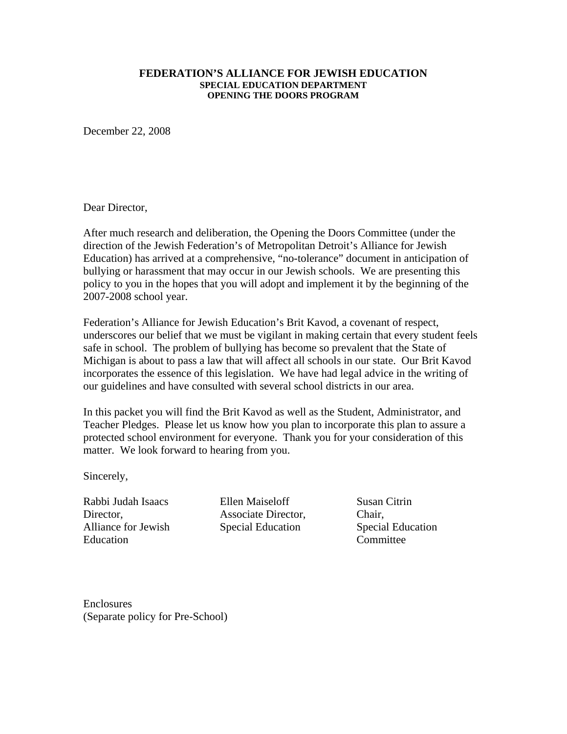# FEDERATION'S ALLIANCE FOR JEWISH EDUCATION

**SPECIAL EDUCATION DEPARTMENT**
**OPENING THE DOORS PROGRAM**

December 22, 2008

Dear Director,

After much research and deliberation, the Opening the Doors Committee (under the direction of the Jewish Federation's of Metropolitan Detroit's Alliance for Jewish Education) has arrived at a comprehensive, "no-tolerance" document in anticipation of bullying or harassment that may occur in our Jewish schools. We are presenting this policy to you in the hopes that you will adopt and implement it by the beginning of the 2007-2008 school year.

Federation's Alliance for Jewish Education's Brit Kavod, a covenant of respect, underscores our belief that we must be vigilant in making certain that every student feels safe in school. The problem of bullying has become so prevalent that the State of Michigan is about to pass a law that will affect all schools in our state. Our Brit Kavod incorporates the essence of this legislation. We have had legal advice in the writing of our guidelines and have consulted with several school districts in our area.

In this packet you will find the Brit Kavod as well as the Student, Administrator, and Teacher Pledges. Please let us know how you plan to incorporate this plan to assure a protected school environment for everyone. Thank you for your consideration of this matter. We look forward to hearing from you.

Sincerely,

Rabbi Judah Isaacs
Director,
Alliance for Jewish Education

Ellen Maiseloff
Associate Director,
Special Education

Susan Citrin
Chair,
Special Education Committee

Enclosures
(Separate policy for Pre-School)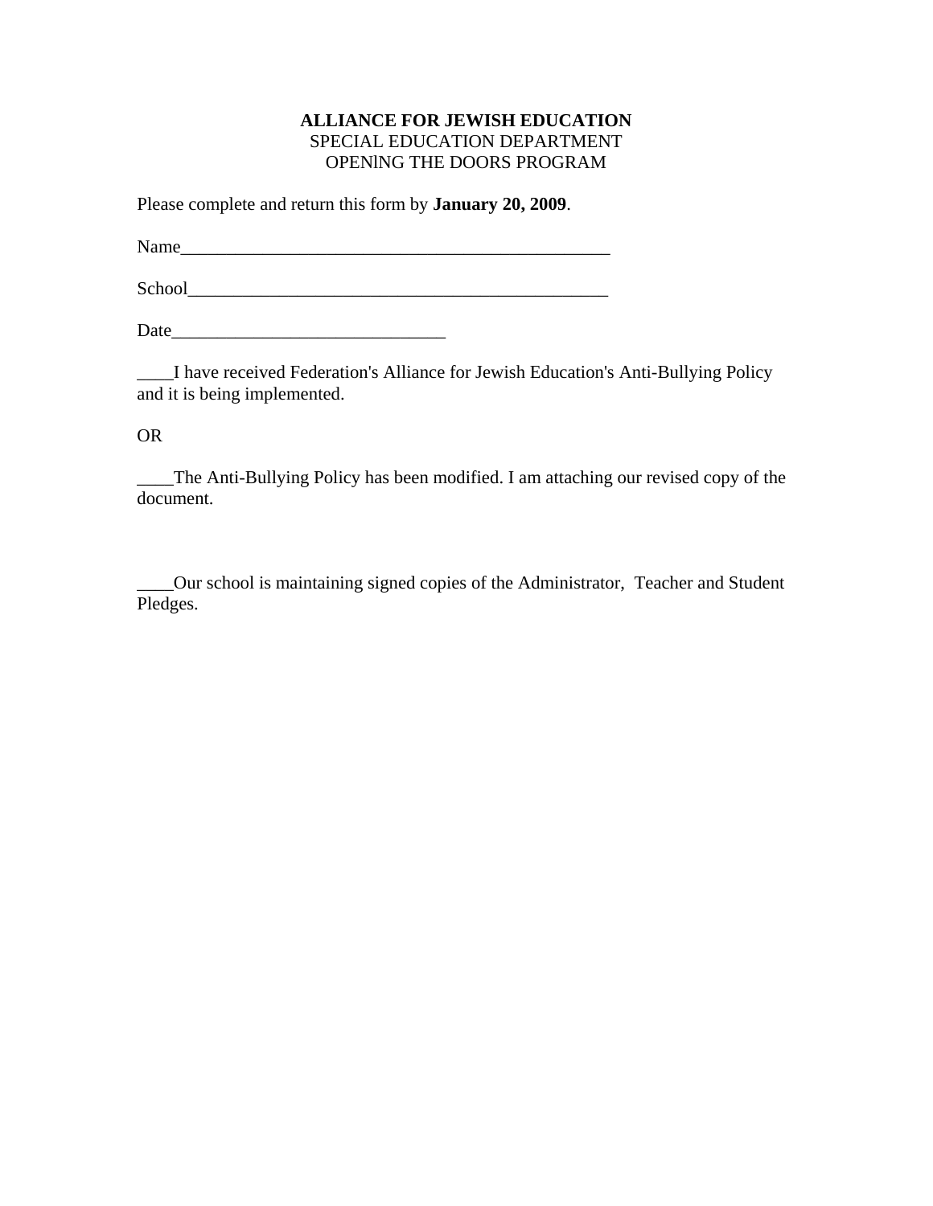**ALLIANCE FOR JEWISH EDUCATION**
SPECIAL EDUCATION DEPARTMENT
OPENING THE DOORS PROGRAM

Please complete and return this form by **January 20, 2009**.

Name_________________________________________________

School________________________________________________

Date_______________________________

____I have received Federation's Alliance for Jewish Education's Anti-Bullying Policy and it is being implemented.

OR

____The Anti-Bullying Policy has been modified. I am attaching our revised copy of the document.

____Our school is maintaining signed copies of the Administrator, Teacher and Student Pledges.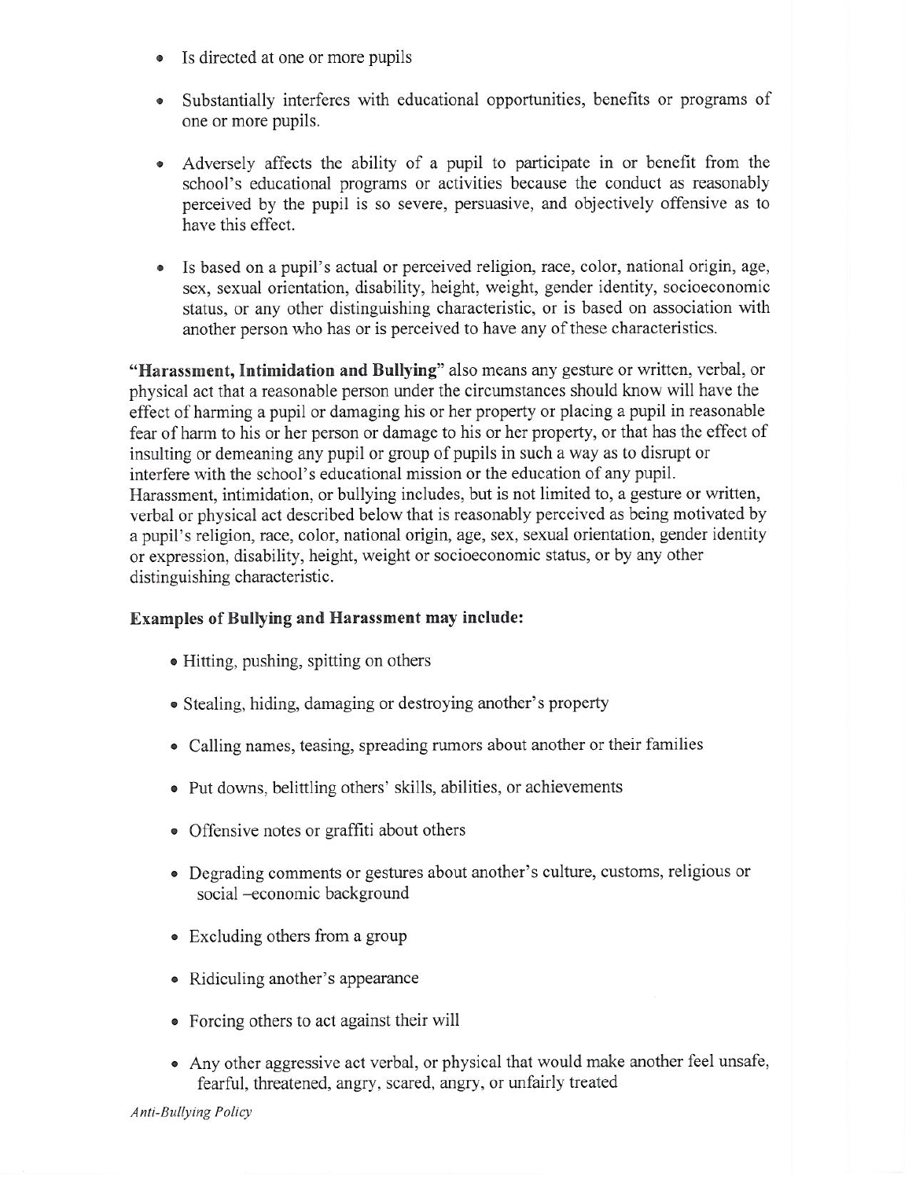- Is directed at one or more pupils

- Substantially interferes with educational opportunities, benefits or programs of one or more pupils.

- Adversely affects the ability of a pupil to participate in or benefit from the school's educational programs or activities because the conduct as reasonably perceived by the pupil is so severe, persuasive, and objectively offensive as to have this effect.

- Is based on a pupil's actual or perceived religion, race, color, national origin, age, sex, sexual orientation, disability, height, weight, gender identity, socioeconomic status, or any other distinguishing characteristic, or is based on association with another person who has or is perceived to have any of these characteristics.

**"Harassment, Intimidation and Bullying"** also means any gesture or written, verbal, or physical act that a reasonable person under the circumstances should know will have the effect of harming a pupil or damaging his or her property or placing a pupil in reasonable fear of harm to his or her person or damage to his or her property, or that has the effect of insulting or demeaning any pupil or group of pupils in such a way as to disrupt or interfere with the school's educational mission or the education of any pupil. Harassment, intimidation, or bullying includes, but is not limited to, a gesture or written, verbal or physical act described below that is reasonably perceived as being motivated by a pupil's religion, race, color, national origin, age, sex, sexual orientation, gender identity or expression, disability, height, weight or socioeconomic status, or by any other distinguishing characteristic.

**Examples of Bullying and Harassment may include:**

- Hitting, pushing, spitting on others

- Stealing, hiding, damaging or destroying another's property

- Calling names, teasing, spreading rumors about another or their families

- Put downs, belittling others' skills, abilities, or achievements

- Offensive notes or graffiti about others

- Degrading comments or gestures about another's culture, customs, religious or social –economic background

- Excluding others from a group

- Ridiculing another's appearance

- Forcing others to act against their will

- Any other aggressive act verbal, or physical that would make another feel unsafe, fearful, threatened, angry, scared, angry, or unfairly treated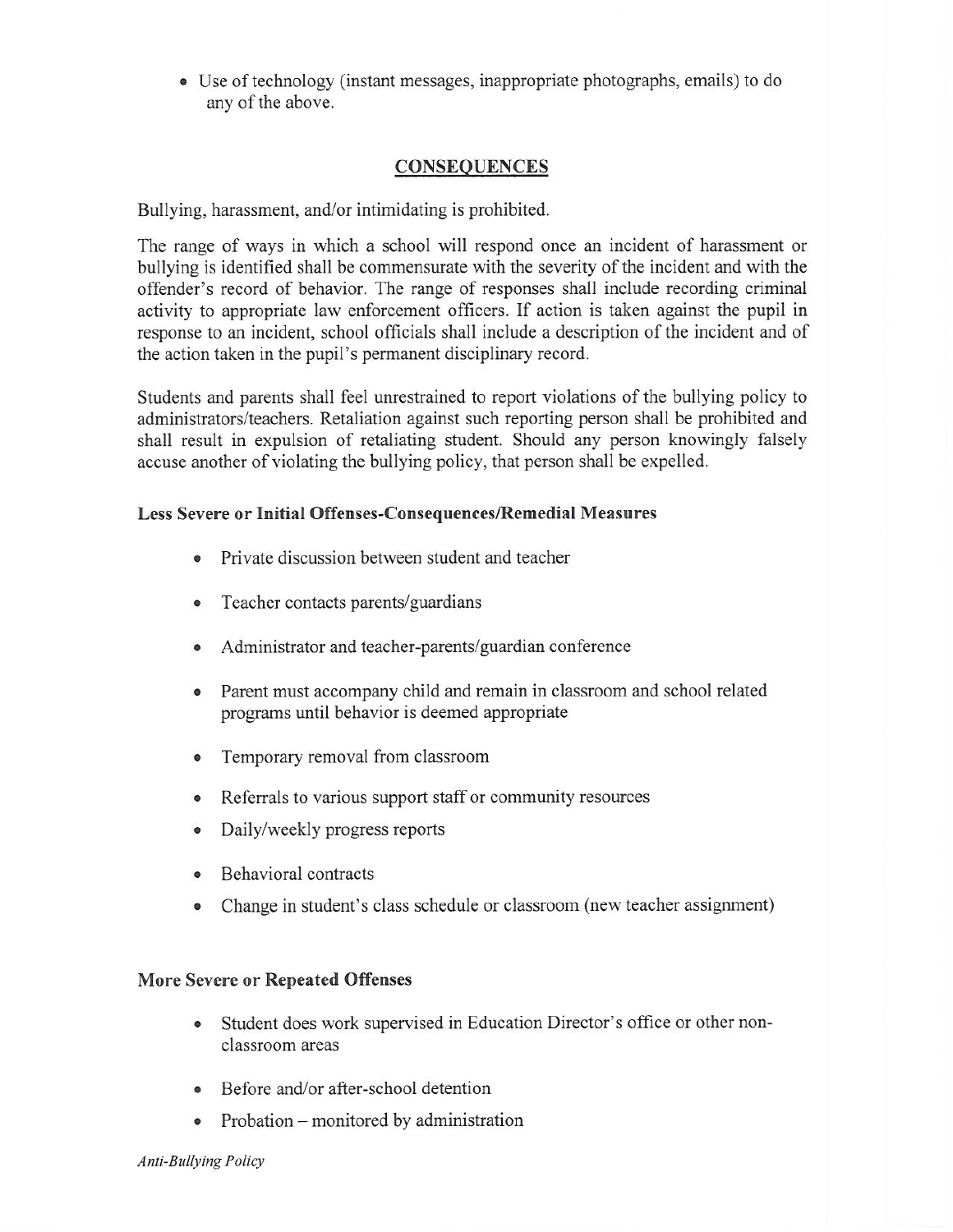- Use of technology (instant messages, inappropriate photographs, emails) to do any of the above.

## CONSEQUENCES

Bullying, harassment, and/or intimidating is prohibited.

The range of ways in which a school will respond once an incident of harassment or bullying is identified shall be commensurate with the severity of the incident and with the offender's record of behavior. The range of responses shall include recording criminal activity to appropriate law enforcement officers. If action is taken against the pupil in response to an incident, school officials shall include a description of the incident and of the action taken in the pupil's permanent disciplinary record.

Students and parents shall feel unrestrained to report violations of the bullying policy to administrators/teachers. Retaliation against such reporting person shall be prohibited and shall result in expulsion of retaliating student. Should any person knowingly falsely accuse another of violating the bullying policy, that person shall be expelled.

### Less Severe or Initial Offenses-Consequences/Remedial Measures

- Private discussion between student and teacher
- Teacher contacts parents/guardians
- Administrator and teacher-parents/guardian conference
- Parent must accompany child and remain in classroom and school related programs until behavior is deemed appropriate
- Temporary removal from classroom
- Referrals to various support staff or community resources
- Daily/weekly progress reports
- Behavioral contracts
- Change in student's class schedule or classroom (new teacher assignment)

### More Severe or Repeated Offenses

- Student does work supervised in Education Director's office or other non-classroom areas
- Before and/or after-school detention
- Probation – monitored by administration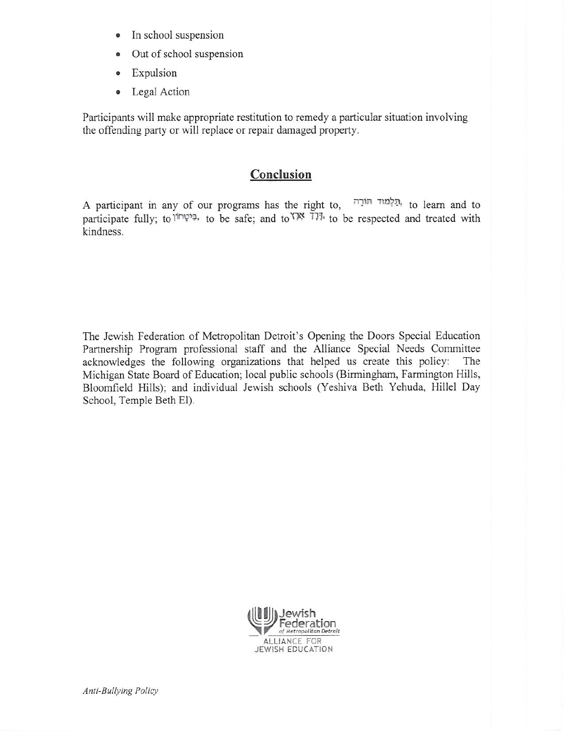- In school suspension
- Out of school suspension
- Expulsion
- Legal Action

Participants will make appropriate restitution to remedy a particular situation involving the offending party or will replace or repair damaged property.

## Conclusion

A participant in any of our programs has the right to, תַּלְמוּד תּוֹרָה, to learn and to participate fully; to בִּיטָחוֹן, to be safe; and to דֶּרֶךְ אֶרֶץ, to be respected and treated with kindness.

The Jewish Federation of Metropolitan Detroit's Opening the Doors Special Education Partnership Program professional staff and the Alliance Special Needs Committee acknowledges the following organizations that helped us create this policy: The Michigan State Board of Education; local public schools (Birmingham, Farmington Hills, Bloomfield Hills); and individual Jewish schools (Yeshiva Beth Yehuda, Hillel Day School, Temple Beth El).

Jewish Federation of Metropolitan Detroit
ALLIANCE FOR JEWISH EDUCATION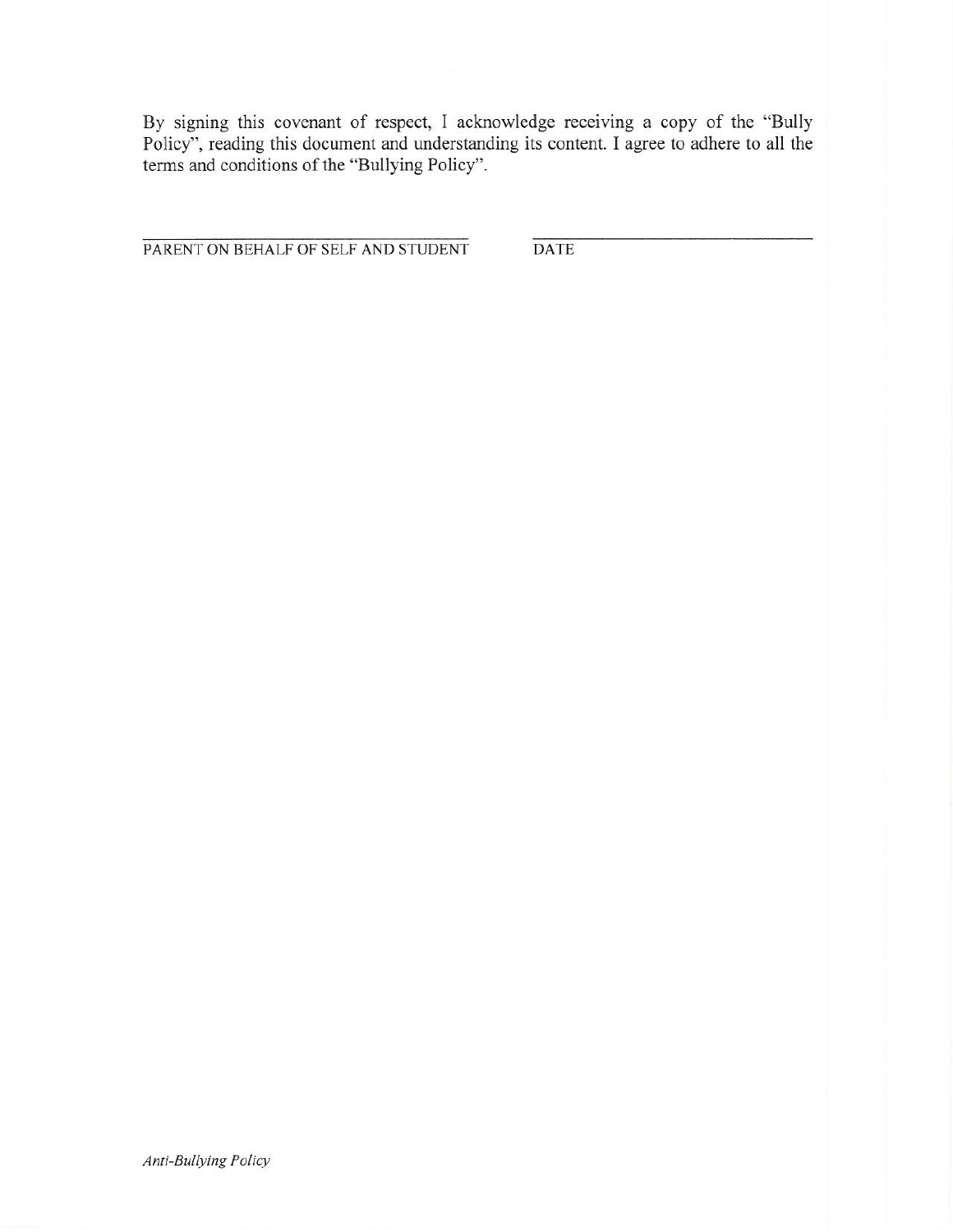By signing this covenant of respect, I acknowledge receiving a copy of the "Bully Policy", reading this document and understanding its content. I agree to adhere to all the terms and conditions of the "Bullying Policy".

\_\_\_\_\_\_\_\_\_\_\_\_\_\_\_\_\_\_\_\_\_\_\_\_\_\_\_\_\_\_\_\_\_\_\_\_ \_\_\_\_\_\_\_\_\_\_\_\_\_\_\_\_\_\_\_\_\_\_\_\_\_\_\_\_\_\_\_\_

PARENT ON BEHALF OF SELF AND STUDENT DATE